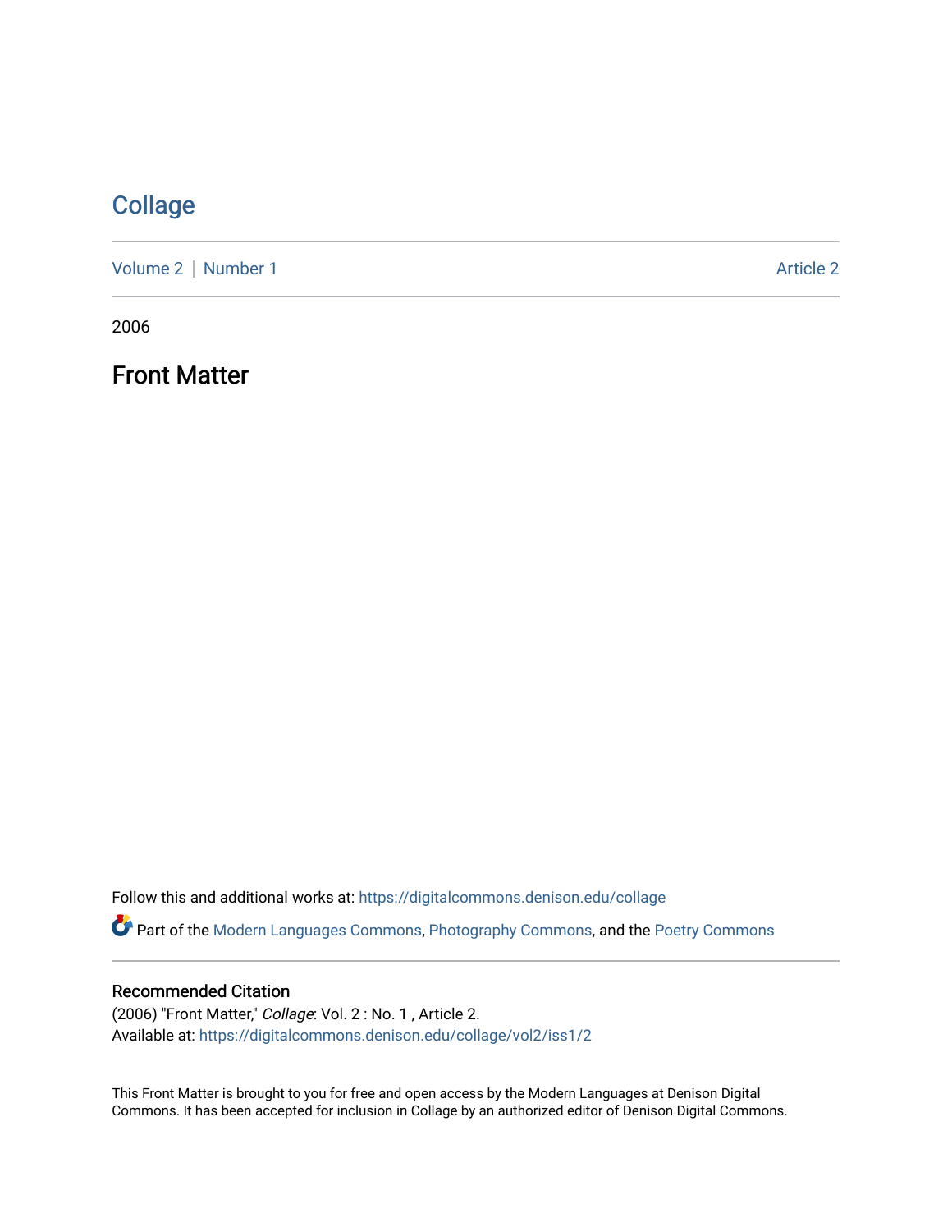# Collage

Volume 2 | Number 1 Article 2

2006

## Front Matter

Follow this and additional works at: https://digitalcommons.denison.edu/collage

Part of the Modern Languages Commons, Photography Commons, and the Poetry Commons

### Recommended Citation

(2006) "Front Matter," *Collage*: Vol. 2 : No. 1 , Article 2.
Available at: https://digitalcommons.denison.edu/collage/vol2/iss1/2

This Front Matter is brought to you for free and open access by the Modern Languages at Denison Digital Commons. It has been accepted for inclusion in Collage by an authorized editor of Denison Digital Commons.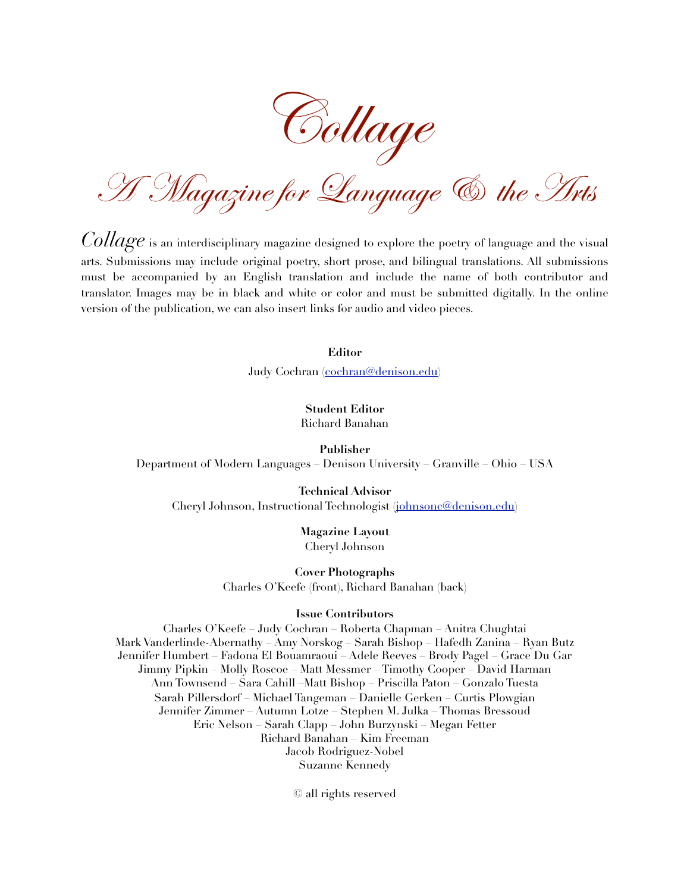# *Collage*

## *A Magazine for Language & the Arts*

*Collage* is an interdisciplinary magazine designed to explore the poetry of language and the visual arts. Submissions may include original poetry, short prose, and bilingual translations. All submissions must be accompanied by an English translation and include the name of both contributor and translator. Images may be in black and white or color and must be submitted digitally. In the online version of the publication, we can also insert links for audio and video pieces.

**Editor**
Judy Cochran (cochran@denison.edu)

**Student Editor**
Richard Banahan

**Publisher**
Department of Modern Languages – Denison University – Granville – Ohio – USA

**Technical Advisor**
Cheryl Johnson, Instructional Technologist (johnsonc@denison.edu)

**Magazine Layout**
Cheryl Johnson

**Cover Photographs**
Charles O'Keefe (front), Richard Banahan (back)

**Issue Contributors**
Charles O'Keefe – Judy Cochran – Roberta Chapman – Anitra Chughtai
Mark Vanderlinde-Abernathy – Amy Norskog – Sarah Bishop – Hafedh Zanina – Ryan Butz
Jennifer Humbert – Fadona El Bouamraoui – Adele Reeves – Brody Pagel – Grace Du Gar
Jimmy Pipkin – Molly Roscoe – Matt Messmer – Timothy Cooper – David Harman
Ann Townsend – Sara Cahill –Matt Bishop – Priscilla Paton – Gonzalo Tuesta
Sarah Pillersdorf – Michael Tangeman – Danielle Gerken – Curtis Plowgian
Jennifer Zimmer – Autumn Lotze – Stephen M. Julka – Thomas Bressoud
Eric Nelson – Sarah Clapp – John Burzynski – Megan Fetter
Richard Banahan – Kim Freeman
Jacob Rodriguez-Nobel
Suzanne Kennedy

© all rights reserved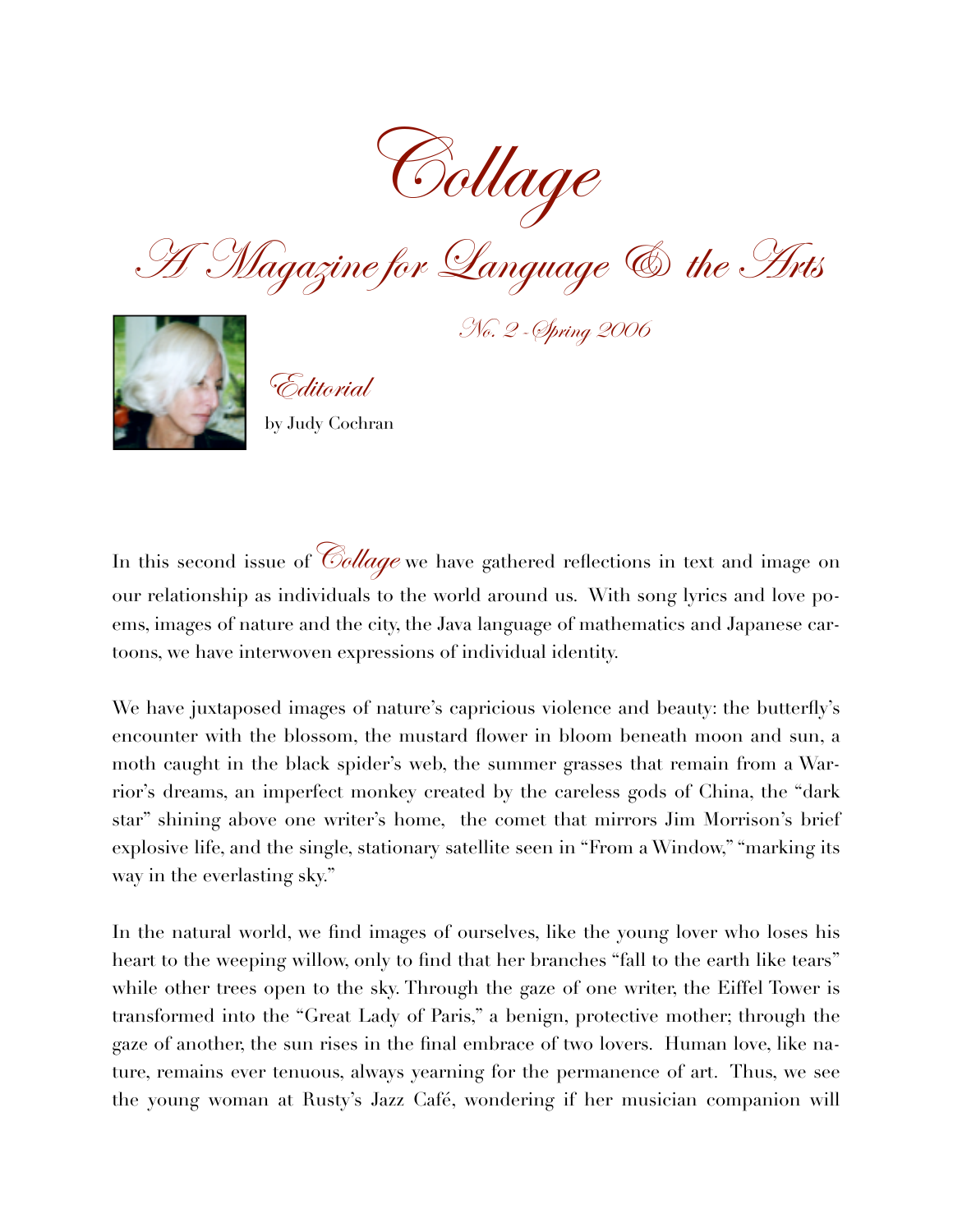# Collage

## A Magazine for Language & the Arts

No. 2 - Spring 2006

### Editorial

by Judy Cochran

In this second issue of *Collage* we have gathered reflections in text and image on our relationship as individuals to the world around us. With song lyrics and love poems, images of nature and the city, the Java language of mathematics and Japanese cartoons, we have interwoven expressions of individual identity.

We have juxtaposed images of nature's capricious violence and beauty: the butterfly's encounter with the blossom, the mustard flower in bloom beneath moon and sun, a moth caught in the black spider's web, the summer grasses that remain from a Warrior's dreams, an imperfect monkey created by the careless gods of China, the "dark star" shining above one writer's home, the comet that mirrors Jim Morrison's brief explosive life, and the single, stationary satellite seen in "From a Window," "marking its way in the everlasting sky."

In the natural world, we find images of ourselves, like the young lover who loses his heart to the weeping willow, only to find that her branches "fall to the earth like tears" while other trees open to the sky. Through the gaze of one writer, the Eiffel Tower is transformed into the "Great Lady of Paris," a benign, protective mother; through the gaze of another, the sun rises in the final embrace of two lovers. Human love, like nature, remains ever tenuous, always yearning for the permanence of art. Thus, we see the young woman at Rusty's Jazz Café, wondering if her musician companion will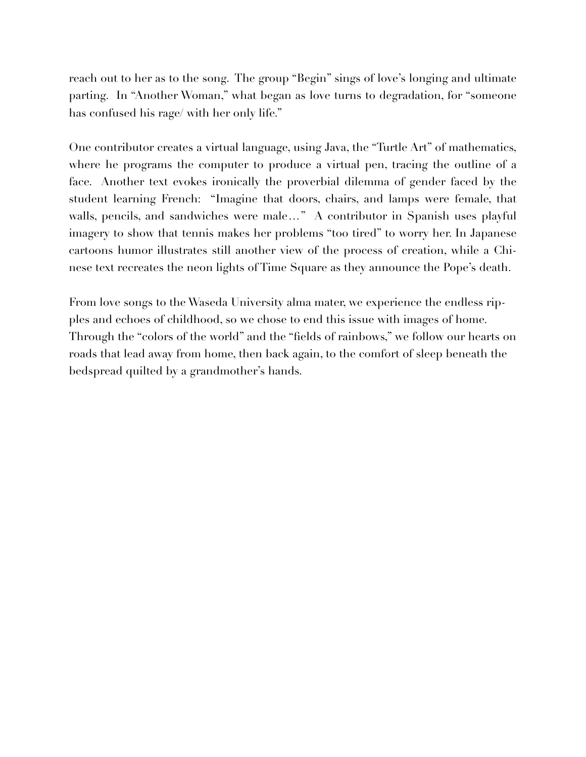reach out to her as to the song. The group "Begin" sings of love's longing and ultimate parting. In "Another Woman," what began as love turns to degradation, for "someone has confused his rage/ with her only life."

One contributor creates a virtual language, using Java, the "Turtle Art" of mathematics, where he programs the computer to produce a virtual pen, tracing the outline of a face. Another text evokes ironically the proverbial dilemma of gender faced by the student learning French: "Imagine that doors, chairs, and lamps were female, that walls, pencils, and sandwiches were male…" A contributor in Spanish uses playful imagery to show that tennis makes her problems "too tired" to worry her. In Japanese cartoons humor illustrates still another view of the process of creation, while a Chinese text recreates the neon lights of Time Square as they announce the Pope's death.

From love songs to the Waseda University alma mater, we experience the endless ripples and echoes of childhood, so we chose to end this issue with images of home. Through the "colors of the world" and the "fields of rainbows," we follow our hearts on roads that lead away from home, then back again, to the comfort of sleep beneath the bedspread quilted by a grandmother's hands.